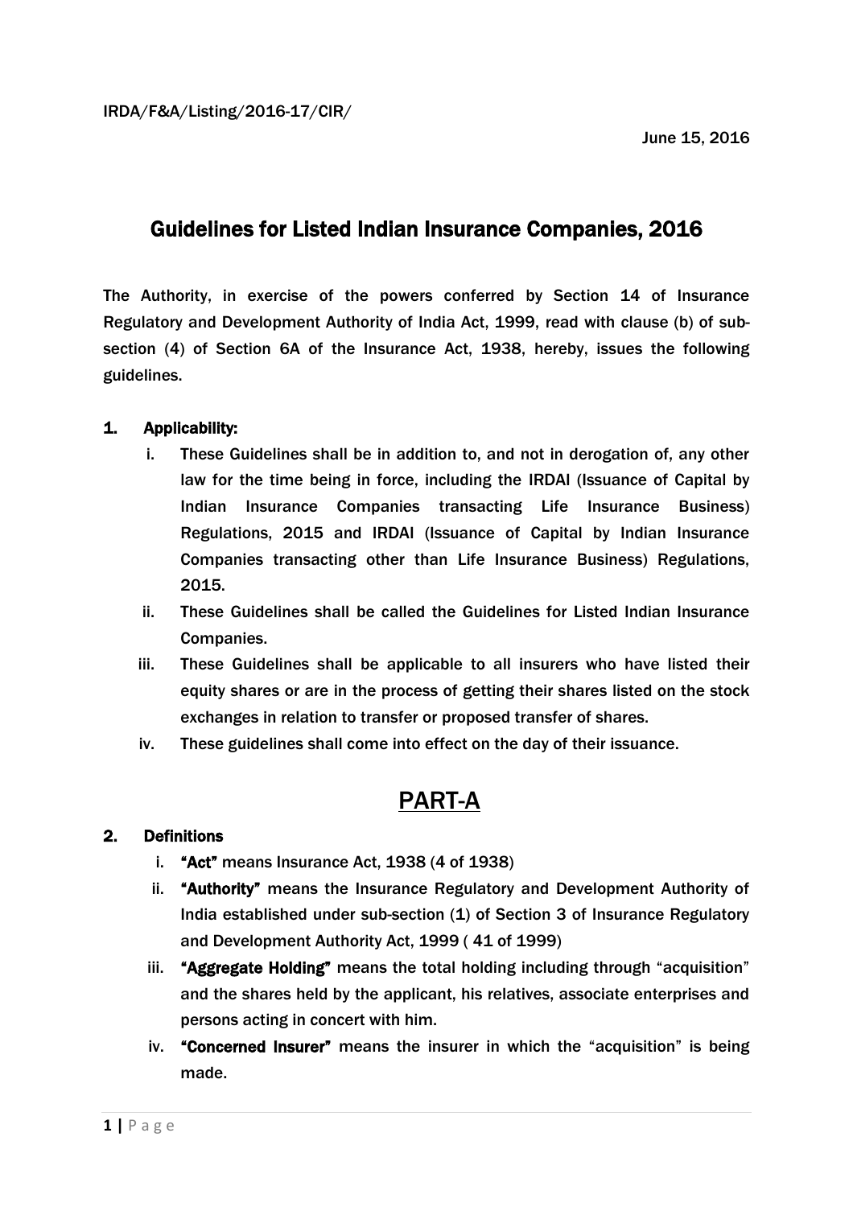IRDA/F&A/Listing/2016-17/CIR/

June 15, 2016

# Guidelines for Listed Indian Insurance Companies, 2016

The Authority, in exercise of the powers conferred by Section 14 of Insurance Regulatory and Development Authority of India Act, 1999, read with clause (b) of sub-section (4) of Section 6A of the Insurance Act, 1938, hereby, issues the following guidelines.

### 1. Applicability:

i. These Guidelines shall be in addition to, and not in derogation of, any other law for the time being in force, including the IRDAI (Issuance of Capital by Indian Insurance Companies transacting Life Insurance Business) Regulations, 2015 and IRDAI (Issuance of Capital by Indian Insurance Companies transacting other than Life Insurance Business) Regulations, 2015.

ii. These Guidelines shall be called the Guidelines for Listed Indian Insurance Companies.

iii. These Guidelines shall be applicable to all insurers who have listed their equity shares or are in the process of getting their shares listed on the stock exchanges in relation to transfer or proposed transfer of shares.

iv. These guidelines shall come into effect on the day of their issuance.

## PART-A

### 2. Definitions

i. **"Act"** means Insurance Act, 1938 (4 of 1938)

ii. **"Authority"** means the Insurance Regulatory and Development Authority of India established under sub-section (1) of Section 3 of Insurance Regulatory and Development Authority Act, 1999 ( 41 of 1999)

iii. **"Aggregate Holding"** means the total holding including through "acquisition" and the shares held by the applicant, his relatives, associate enterprises and persons acting in concert with him.

iv. **"Concerned Insurer"** means the insurer in which the "acquisition" is being made.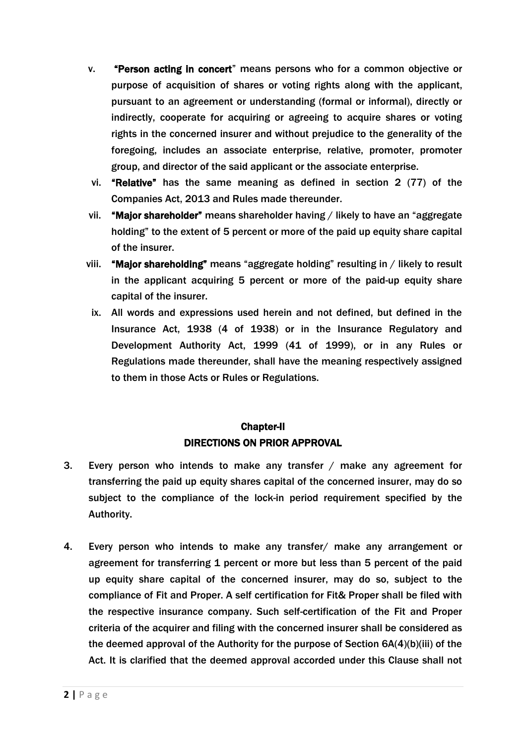v. **"Person acting in concert"** means persons who for a common objective or purpose of acquisition of shares or voting rights along with the applicant, pursuant to an agreement or understanding (formal or informal), directly or indirectly, cooperate for acquiring or agreeing to acquire shares or voting rights in the concerned insurer and without prejudice to the generality of the foregoing, includes an associate enterprise, relative, promoter, promoter group, and director of the said applicant or the associate enterprise.

vi. **"Relative"** has the same meaning as defined in section 2 (77) of the Companies Act, 2013 and Rules made thereunder.

vii. **"Major shareholder"** means shareholder having / likely to have an "aggregate holding" to the extent of 5 percent or more of the paid up equity share capital of the insurer.

viii. **"Major shareholding"** means "aggregate holding" resulting in / likely to result in the applicant acquiring 5 percent or more of the paid-up equity share capital of the insurer.

ix. All words and expressions used herein and not defined, but defined in the Insurance Act, 1938 (4 of 1938) or in the Insurance Regulatory and Development Authority Act, 1999 (41 of 1999), or in any Rules or Regulations made thereunder, shall have the meaning respectively assigned to them in those Acts or Rules or Regulations.

## Chapter-II
## DIRECTIONS ON PRIOR APPROVAL

3. Every person who intends to make any transfer / make any agreement for transferring the paid up equity shares capital of the concerned insurer, may do so subject to the compliance of the lock-in period requirement specified by the Authority.

4. Every person who intends to make any transfer/ make any arrangement or agreement for transferring 1 percent or more but less than 5 percent of the paid up equity share capital of the concerned insurer, may do so, subject to the compliance of Fit and Proper. A self certification for Fit& Proper shall be filed with the respective insurance company. Such self-certification of the Fit and Proper criteria of the acquirer and filing with the concerned insurer shall be considered as the deemed approval of the Authority for the purpose of Section 6A(4)(b)(iii) of the Act. It is clarified that the deemed approval accorded under this Clause shall not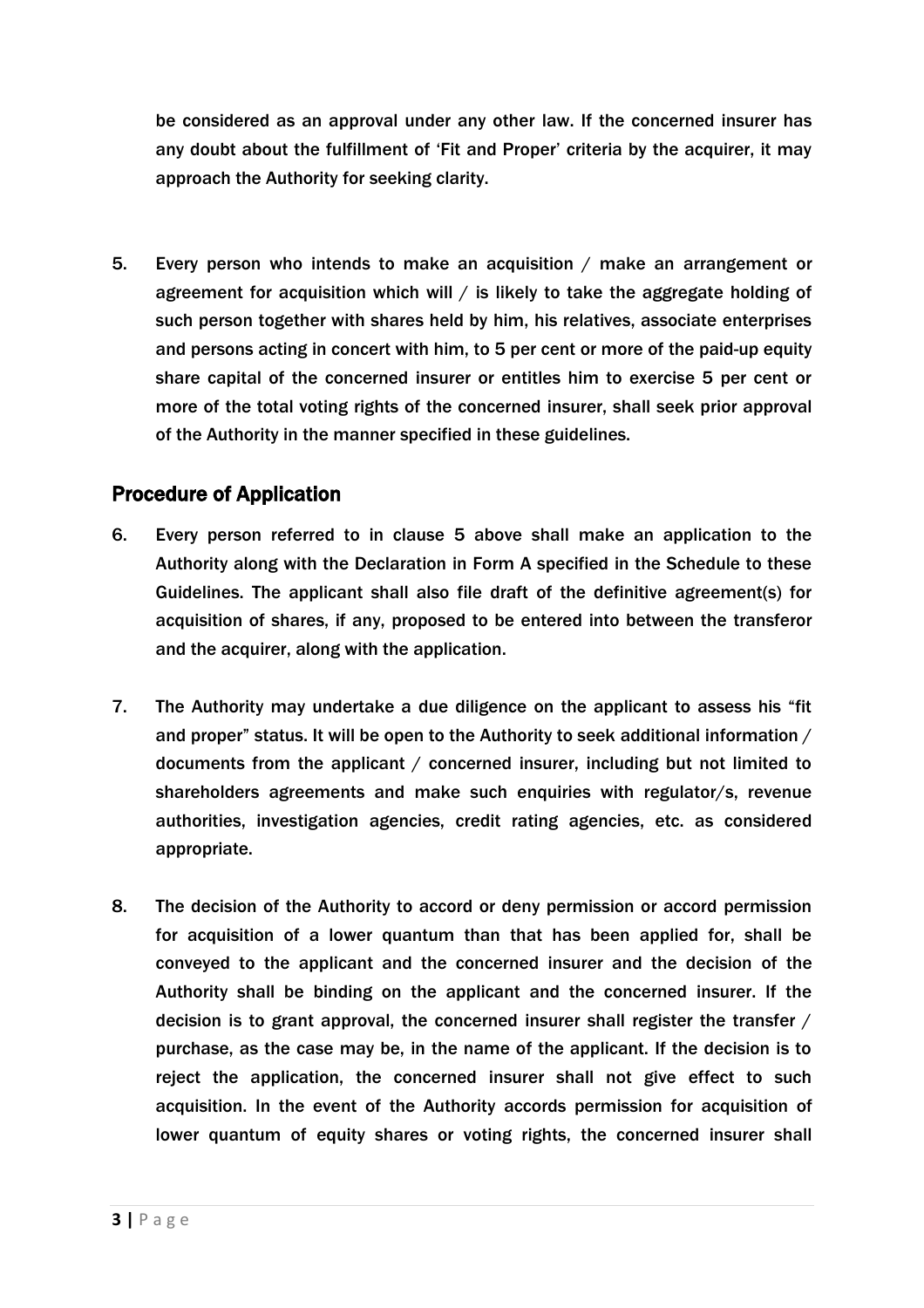be considered as an approval under any other law. If the concerned insurer has any doubt about the fulfillment of 'Fit and Proper' criteria by the acquirer, it may approach the Authority for seeking clarity.

5. Every person who intends to make an acquisition / make an arrangement or agreement for acquisition which will / is likely to take the aggregate holding of such person together with shares held by him, his relatives, associate enterprises and persons acting in concert with him, to 5 per cent or more of the paid-up equity share capital of the concerned insurer or entitles him to exercise 5 per cent or more of the total voting rights of the concerned insurer, shall seek prior approval of the Authority in the manner specified in these guidelines.

## Procedure of Application

6. Every person referred to in clause 5 above shall make an application to the Authority along with the Declaration in Form A specified in the Schedule to these Guidelines. The applicant shall also file draft of the definitive agreement(s) for acquisition of shares, if any, proposed to be entered into between the transferor and the acquirer, along with the application.

7. The Authority may undertake a due diligence on the applicant to assess his "fit and proper" status. It will be open to the Authority to seek additional information / documents from the applicant / concerned insurer, including but not limited to shareholders agreements and make such enquiries with regulator/s, revenue authorities, investigation agencies, credit rating agencies, etc. as considered appropriate.

8. The decision of the Authority to accord or deny permission or accord permission for acquisition of a lower quantum than that has been applied for, shall be conveyed to the applicant and the concerned insurer and the decision of the Authority shall be binding on the applicant and the concerned insurer. If the decision is to grant approval, the concerned insurer shall register the transfer / purchase, as the case may be, in the name of the applicant. If the decision is to reject the application, the concerned insurer shall not give effect to such acquisition. In the event of the Authority accords permission for acquisition of lower quantum of equity shares or voting rights, the concerned insurer shall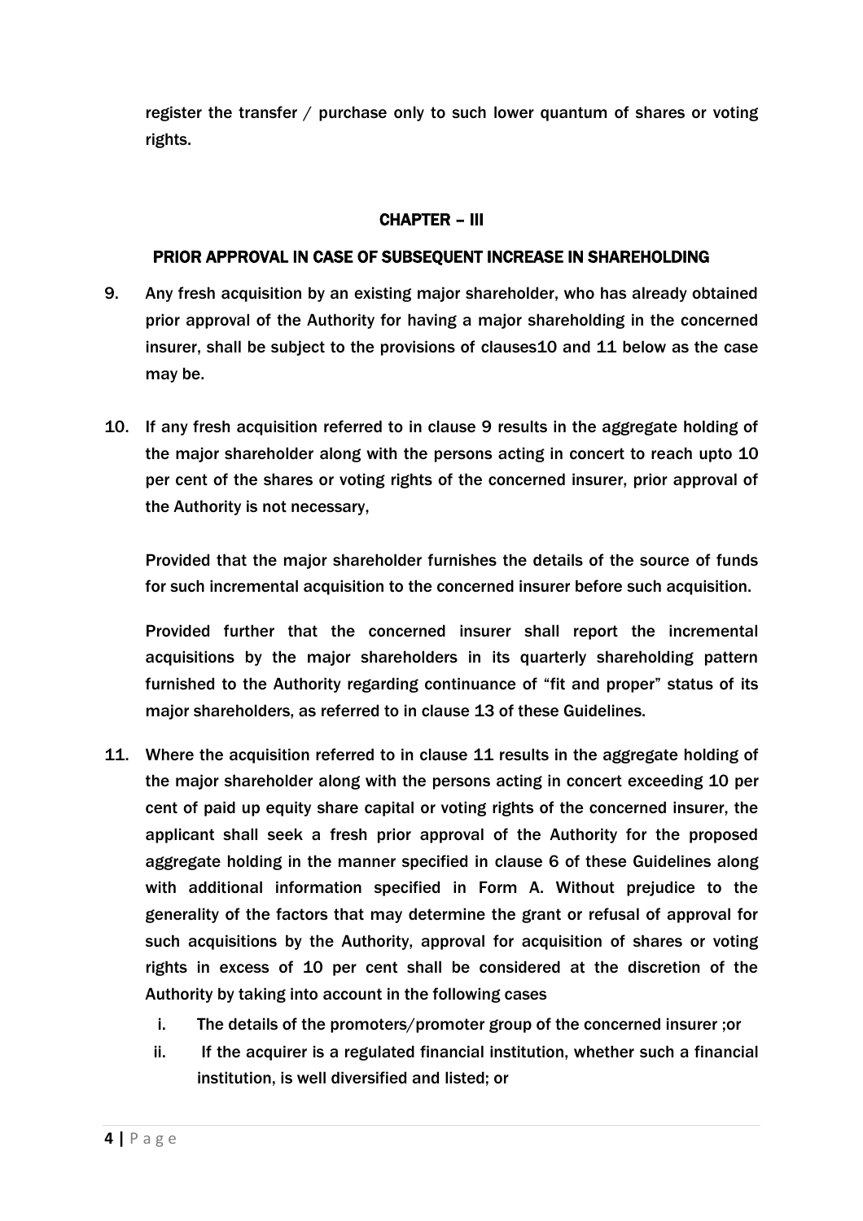register the transfer / purchase only to such lower quantum of shares or voting rights.

## CHAPTER – III

### PRIOR APPROVAL IN CASE OF SUBSEQUENT INCREASE IN SHAREHOLDING

9. Any fresh acquisition by an existing major shareholder, who has already obtained prior approval of the Authority for having a major shareholding in the concerned insurer, shall be subject to the provisions of clauses10 and 11 below as the case may be.

10. If any fresh acquisition referred to in clause 9 results in the aggregate holding of the major shareholder along with the persons acting in concert to reach upto 10 per cent of the shares or voting rights of the concerned insurer, prior approval of the Authority is not necessary,

    Provided that the major shareholder furnishes the details of the source of funds for such incremental acquisition to the concerned insurer before such acquisition.

    Provided further that the concerned insurer shall report the incremental acquisitions by the major shareholders in its quarterly shareholding pattern furnished to the Authority regarding continuance of "fit and proper" status of its major shareholders, as referred to in clause 13 of these Guidelines.

11. Where the acquisition referred to in clause 11 results in the aggregate holding of the major shareholder along with the persons acting in concert exceeding 10 per cent of paid up equity share capital or voting rights of the concerned insurer, the applicant shall seek a fresh prior approval of the Authority for the proposed aggregate holding in the manner specified in clause 6 of these Guidelines along with additional information specified in Form A. Without prejudice to the generality of the factors that may determine the grant or refusal of approval for such acquisitions by the Authority, approval for acquisition of shares or voting rights in excess of 10 per cent shall be considered at the discretion of the Authority by taking into account in the following cases

    i. The details of the promoters/promoter group of the concerned insurer ;or
    ii. If the acquirer is a regulated financial institution, whether such a financial institution, is well diversified and listed; or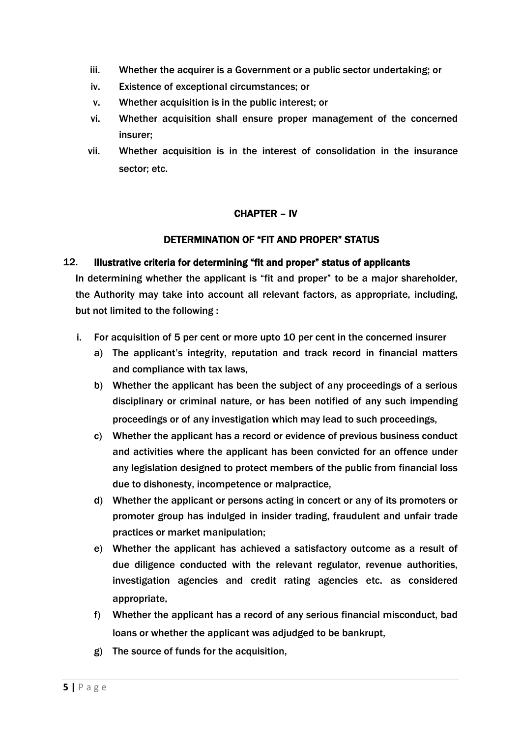iii. Whether the acquirer is a Government or a public sector undertaking; or

iv. Existence of exceptional circumstances; or

v. Whether acquisition is in the public interest; or

vi. Whether acquisition shall ensure proper management of the concerned insurer;

vii. Whether acquisition is in the interest of consolidation in the insurance sector; etc.

## CHAPTER – IV

## DETERMINATION OF "FIT AND PROPER" STATUS

### 12. Illustrative criteria for determining "fit and proper" status of applicants

In determining whether the applicant is "fit and proper" to be a major shareholder, the Authority may take into account all relevant factors, as appropriate, including, but not limited to the following :

i. For acquisition of 5 per cent or more upto 10 per cent in the concerned insurer

   a) The applicant's integrity, reputation and track record in financial matters and compliance with tax laws,

   b) Whether the applicant has been the subject of any proceedings of a serious disciplinary or criminal nature, or has been notified of any such impending proceedings or of any investigation which may lead to such proceedings,

   c) Whether the applicant has a record or evidence of previous business conduct and activities where the applicant has been convicted for an offence under any legislation designed to protect members of the public from financial loss due to dishonesty, incompetence or malpractice,

   d) Whether the applicant or persons acting in concert or any of its promoters or promoter group has indulged in insider trading, fraudulent and unfair trade practices or market manipulation;

   e) Whether the applicant has achieved a satisfactory outcome as a result of due diligence conducted with the relevant regulator, revenue authorities, investigation agencies and credit rating agencies etc. as considered appropriate,

   f) Whether the applicant has a record of any serious financial misconduct, bad loans or whether the applicant was adjudged to be bankrupt,

   g) The source of funds for the acquisition,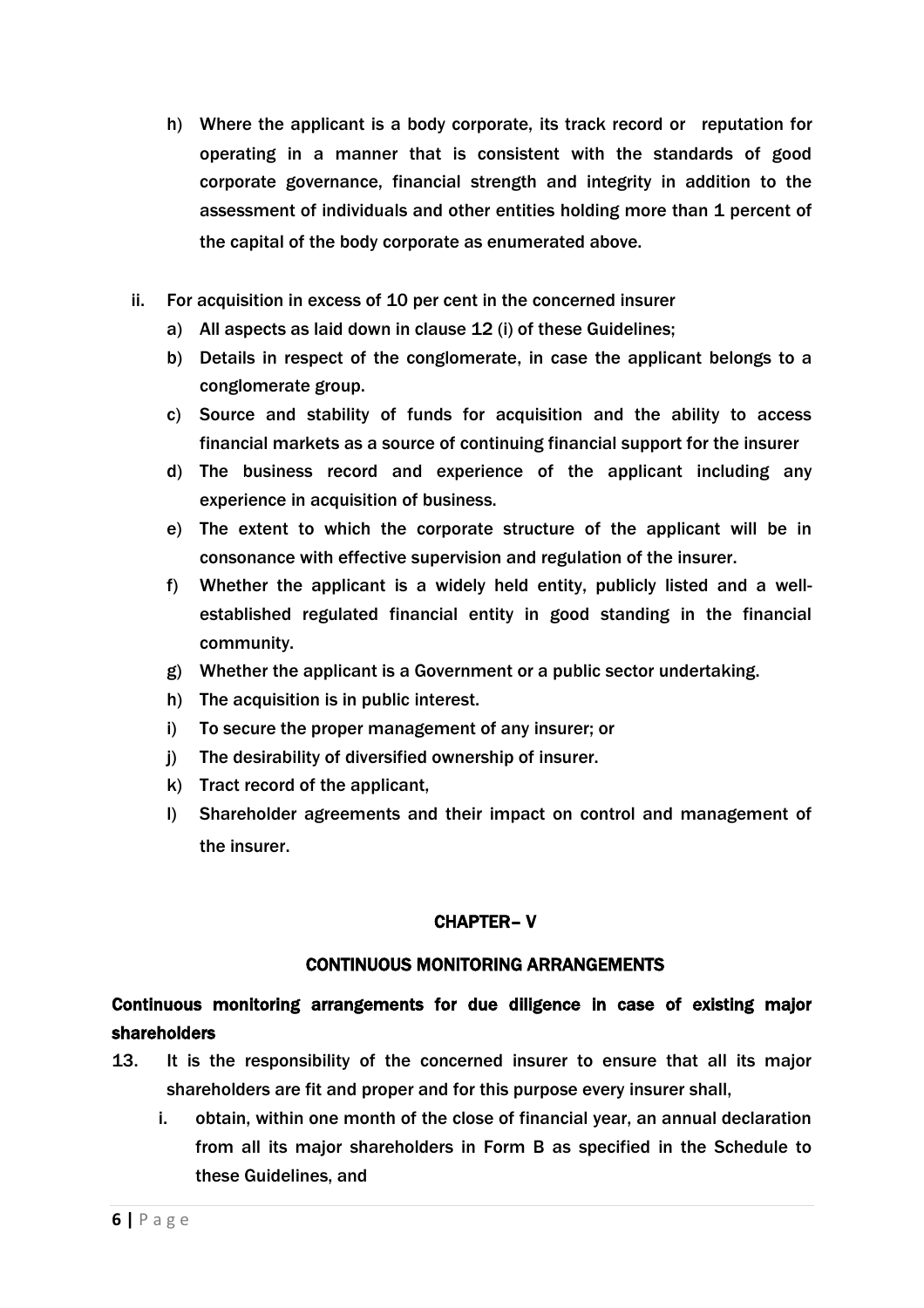h) Where the applicant is a body corporate, its track record or reputation for operating in a manner that is consistent with the standards of good corporate governance, financial strength and integrity in addition to the assessment of individuals and other entities holding more than 1 percent of the capital of the body corporate as enumerated above.

ii. For acquisition in excess of 10 per cent in the concerned insurer

a) All aspects as laid down in clause 12 (i) of these Guidelines;
b) Details in respect of the conglomerate, in case the applicant belongs to a conglomerate group.
c) Source and stability of funds for acquisition and the ability to access financial markets as a source of continuing financial support for the insurer
d) The business record and experience of the applicant including any experience in acquisition of business.
e) The extent to which the corporate structure of the applicant will be in consonance with effective supervision and regulation of the insurer.
f) Whether the applicant is a widely held entity, publicly listed and a well-established regulated financial entity in good standing in the financial community.
g) Whether the applicant is a Government or a public sector undertaking.
h) The acquisition is in public interest.
i) To secure the proper management of any insurer; or
j) The desirability of diversified ownership of insurer.
k) Tract record of the applicant,
l) Shareholder agreements and their impact on control and management of the insurer.

## CHAPTER– V

## CONTINUOUS MONITORING ARRANGEMENTS

**Continuous monitoring arrangements for due diligence in case of existing major shareholders**

13. It is the responsibility of the concerned insurer to ensure that all its major shareholders are fit and proper and for this purpose every insurer shall,

i. obtain, within one month of the close of financial year, an annual declaration from all its major shareholders in Form B as specified in the Schedule to these Guidelines, and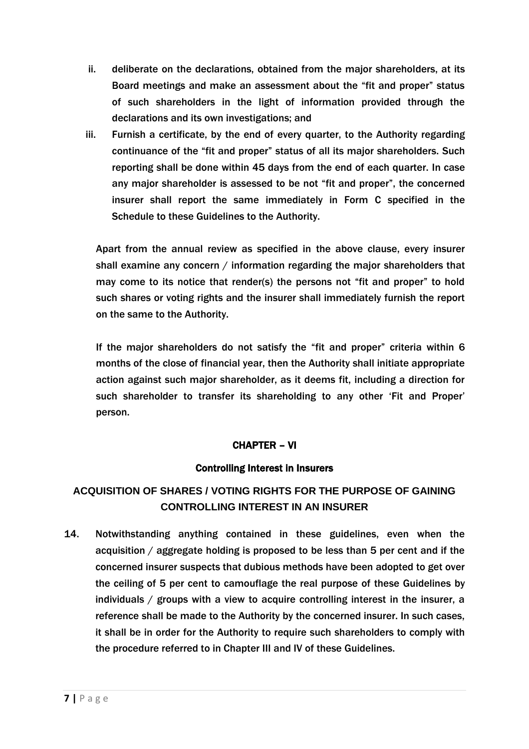ii. deliberate on the declarations, obtained from the major shareholders, at its Board meetings and make an assessment about the "fit and proper" status of such shareholders in the light of information provided through the declarations and its own investigations; and

iii. Furnish a certificate, by the end of every quarter, to the Authority regarding continuance of the "fit and proper" status of all its major shareholders. Such reporting shall be done within 45 days from the end of each quarter. In case any major shareholder is assessed to be not "fit and proper", the concerned insurer shall report the same immediately in Form C specified in the Schedule to these Guidelines to the Authority.

Apart from the annual review as specified in the above clause, every insurer shall examine any concern / information regarding the major shareholders that may come to its notice that render(s) the persons not "fit and proper" to hold such shares or voting rights and the insurer shall immediately furnish the report on the same to the Authority.

If the major shareholders do not satisfy the "fit and proper" criteria within 6 months of the close of financial year, then the Authority shall initiate appropriate action against such major shareholder, as it deems fit, including a direction for such shareholder to transfer its shareholding to any other 'Fit and Proper' person.

## CHAPTER – VI

### Controlling Interest in Insurers

### ACQUISITION OF SHARES / VOTING RIGHTS FOR THE PURPOSE OF GAINING CONTROLLING INTEREST IN AN INSURER

14. Notwithstanding anything contained in these guidelines, even when the acquisition / aggregate holding is proposed to be less than 5 per cent and if the concerned insurer suspects that dubious methods have been adopted to get over the ceiling of 5 per cent to camouflage the real purpose of these Guidelines by individuals / groups with a view to acquire controlling interest in the insurer, a reference shall be made to the Authority by the concerned insurer. In such cases, it shall be in order for the Authority to require such shareholders to comply with the procedure referred to in Chapter III and IV of these Guidelines.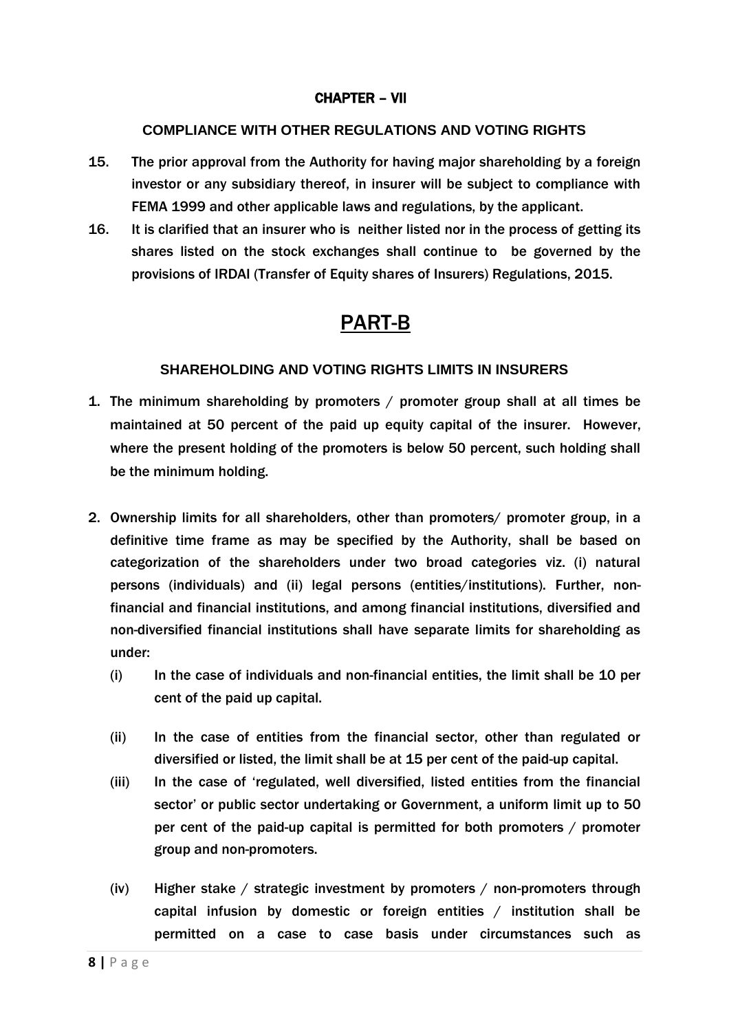## CHAPTER – VII

### COMPLIANCE WITH OTHER REGULATIONS AND VOTING RIGHTS

15. The prior approval from the Authority for having major shareholding by a foreign investor or any subsidiary thereof, in insurer will be subject to compliance with FEMA 1999 and other applicable laws and regulations, by the applicant.

16. It is clarified that an insurer who is neither listed nor in the process of getting its shares listed on the stock exchanges shall continue to be governed by the provisions of IRDAI (Transfer of Equity shares of Insurers) Regulations, 2015.

# PART-B

### SHAREHOLDING AND VOTING RIGHTS LIMITS IN INSURERS

1. The minimum shareholding by promoters / promoter group shall at all times be maintained at 50 percent of the paid up equity capital of the insurer. However, where the present holding of the promoters is below 50 percent, such holding shall be the minimum holding.

2. Ownership limits for all shareholders, other than promoters/ promoter group, in a definitive time frame as may be specified by the Authority, shall be based on categorization of the shareholders under two broad categories viz. (i) natural persons (individuals) and (ii) legal persons (entities/institutions). Further, non-financial and financial institutions, and among financial institutions, diversified and non-diversified financial institutions shall have separate limits for shareholding as under:

   (i) In the case of individuals and non-financial entities, the limit shall be 10 per cent of the paid up capital.

   (ii) In the case of entities from the financial sector, other than regulated or diversified or listed, the limit shall be at 15 per cent of the paid-up capital.

   (iii) In the case of 'regulated, well diversified, listed entities from the financial sector' or public sector undertaking or Government, a uniform limit up to 50 per cent of the paid-up capital is permitted for both promoters / promoter group and non-promoters.

   (iv) Higher stake / strategic investment by promoters / non-promoters through capital infusion by domestic or foreign entities / institution shall be permitted on a case to case basis under circumstances such as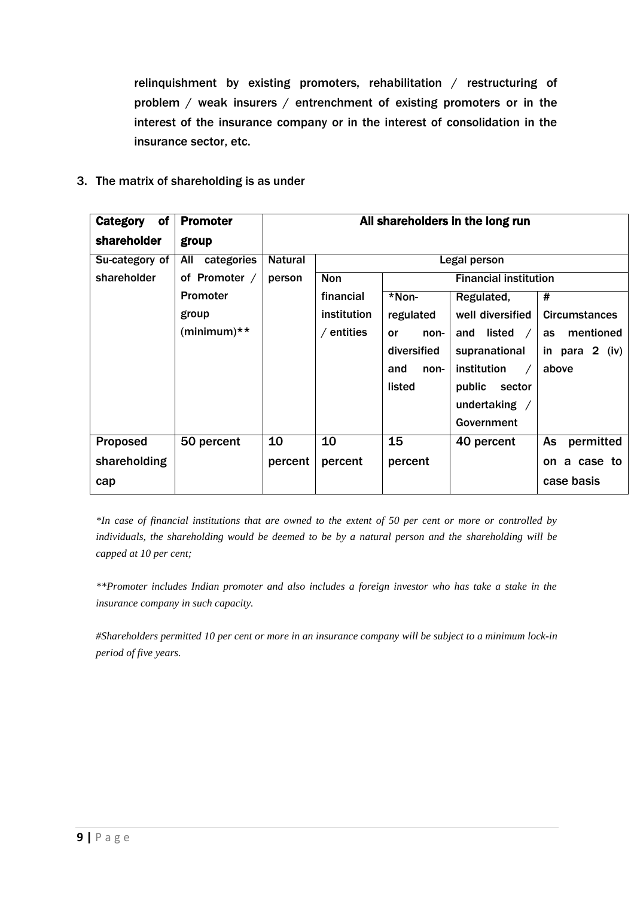relinquishment by existing promoters, rehabilitation / restructuring of problem / weak insurers / entrenchment of existing promoters or in the interest of the insurance company or in the interest of consolidation in the insurance sector, etc.

3. The matrix of shareholding is as under

| **Category of shareholder** | **Promoter group** | **All shareholders in the long run** | | | | |
|---|---|---|---|---|---|---|
| Su-category of shareholder | All categories of Promoter / Promoter group (minimum)** | Natural person | Legal person | | | |
| | | | Non financial institution / entities | Financial institution | | |
| | | | | *Non-regulated or non-diversified and non-listed | Regulated, well diversified and listed / supranational institution / public sector undertaking / Government | # Circumstances as mentioned in para 2 (iv) above |
| Proposed shareholding cap | 50 percent | 10 percent | 10 percent | 15 percent | 40 percent | As permitted on a case to case basis |

*\*In case of financial institutions that are owned to the extent of 50 per cent or more or controlled by individuals, the shareholding would be deemed to be by a natural person and the shareholding will be capped at 10 per cent;*

*\*\*Promoter includes Indian promoter and also includes a foreign investor who has take a stake in the insurance company in such capacity.*

*#Shareholders permitted 10 per cent or more in an insurance company will be subject to a minimum lock-in period of five years.*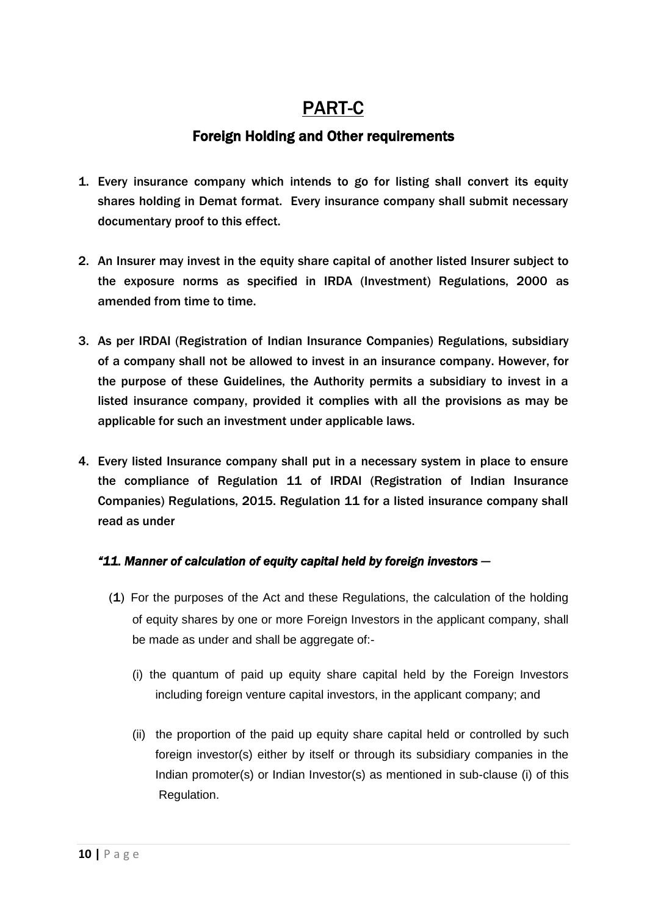# PART-C

## Foreign Holding and Other requirements

1. Every insurance company which intends to go for listing shall convert its equity shares holding in Demat format. Every insurance company shall submit necessary documentary proof to this effect.

2. An Insurer may invest in the equity share capital of another listed Insurer subject to the exposure norms as specified in IRDA (Investment) Regulations, 2000 as amended from time to time.

3. As per IRDAI (Registration of Indian Insurance Companies) Regulations, subsidiary of a company shall not be allowed to invest in an insurance company. However, for the purpose of these Guidelines, the Authority permits a subsidiary to invest in a listed insurance company, provided it complies with all the provisions as may be applicable for such an investment under applicable laws.

4. Every listed Insurance company shall put in a necessary system in place to ensure the compliance of Regulation 11 of IRDAI (Registration of Indian Insurance Companies) Regulations, 2015. Regulation 11 for a listed insurance company shall read as under

   ***"11. Manner of calculation of equity capital held by foreign investors*** —

   (**1**) For the purposes of the Act and these Regulations, the calculation of the holding of equity shares by one or more Foreign Investors in the applicant company, shall be made as under and shall be aggregate of:-

   (i) the quantum of paid up equity share capital held by the Foreign Investors including foreign venture capital investors, in the applicant company; and

   (ii) the proportion of the paid up equity share capital held or controlled by such foreign investor(s) either by itself or through its subsidiary companies in the Indian promoter(s) or Indian Investor(s) as mentioned in sub-clause (i) of this Regulation.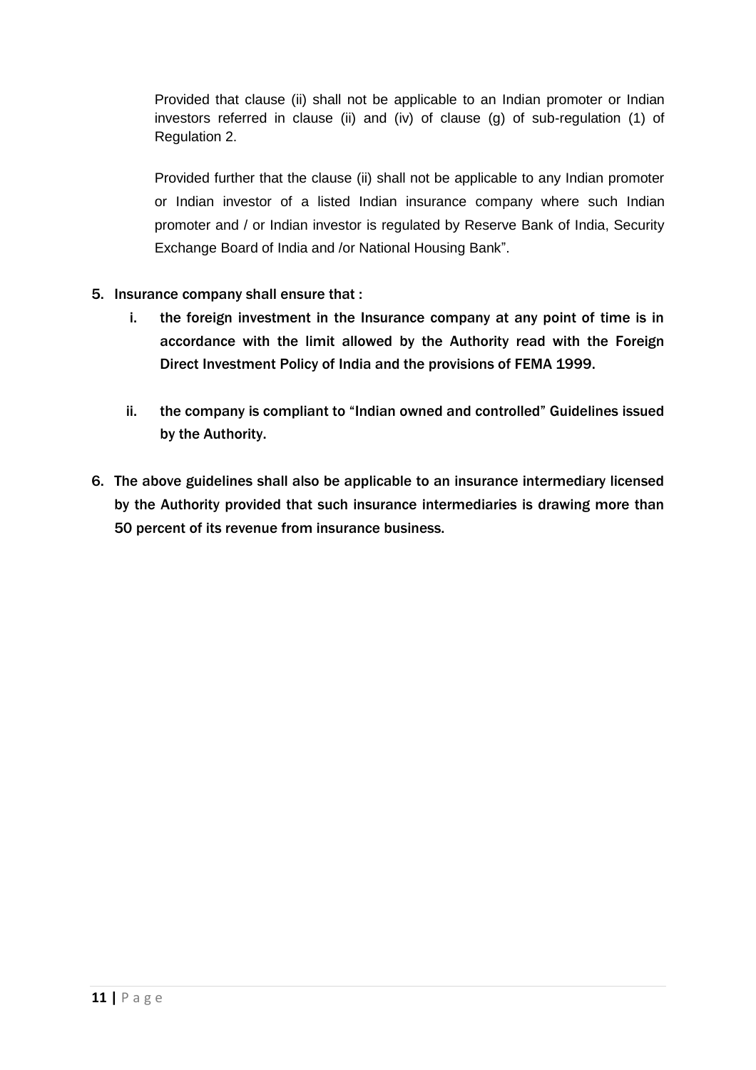Provided that clause (ii) shall not be applicable to an Indian promoter or Indian investors referred in clause (ii) and (iv) of clause (g) of sub-regulation (1) of Regulation 2.

Provided further that the clause (ii) shall not be applicable to any Indian promoter or Indian investor of a listed Indian insurance company where such Indian promoter and / or Indian investor is regulated by Reserve Bank of India, Security Exchange Board of India and /or National Housing Bank".

5. **Insurance company shall ensure that :**
   i. **the foreign investment in the Insurance company at any point of time is in accordance with the limit allowed by the Authority read with the Foreign Direct Investment Policy of India and the provisions of FEMA 1999.**

   ii. **the company is compliant to "Indian owned and controlled" Guidelines issued by the Authority.**

6. **The above guidelines shall also be applicable to an insurance intermediary licensed by the Authority provided that such insurance intermediaries is drawing more than 50 percent of its revenue from insurance business.**